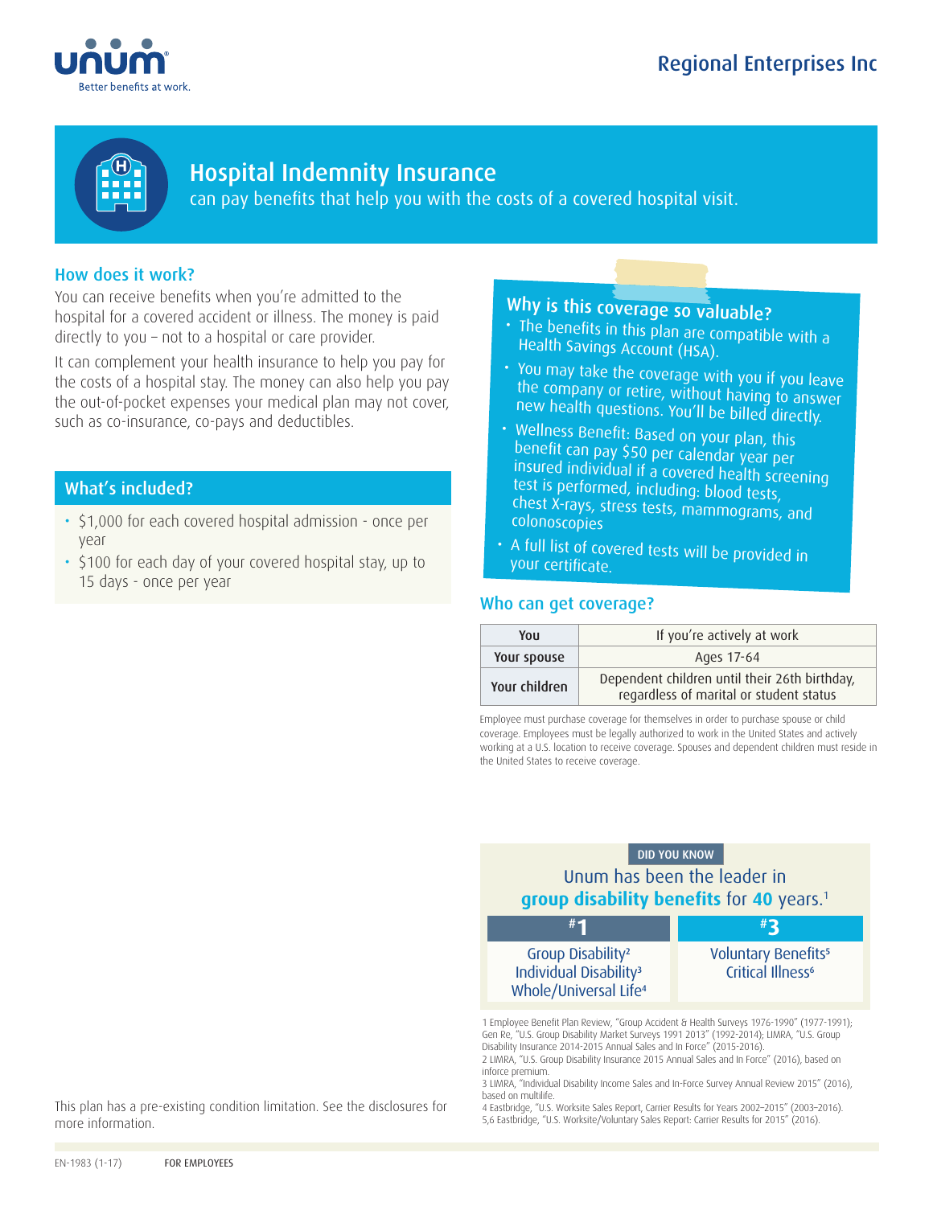Regional Enterprises Inc

# Hospital Indemnity Insurance

can pay benefits that help you with the costs of a covered hospital visit.

## How does it work?

You can receive benefits when you're admitted to the hospital for a covered accident or illness. The money is paid directly to you – not to a hospital or care provider.

It can complement your health insurance to help you pay for the costs of a hospital stay. The money can also help you pay the out-of-pocket expenses your medical plan may not cover, such as co-insurance, co-pays and deductibles.

## What's included?

- $1,000 for each covered hospital admission - once per year
- $100 for each day of your covered hospital stay, up to 15 days - once per year

This plan has a pre-existing condition limitation. See the disclosures for more information.

## Why is this coverage so valuable?

- The benefits in this plan are compatible with a Health Savings Account (HSA).
- You may take the coverage with you if you leave the company or retire, without having to answer new health questions. You'll be billed directly.
- Wellness Benefit: Based on your plan, this benefit can pay $50 per calendar year per insured individual if a covered health screening test is performed, including: blood tests, chest X-rays, stress tests, mammograms, and colonoscopies
- A full list of covered tests will be provided in your certificate.

## Who can get coverage?

| | |
|---|---|
| You | If you're actively at work |
| Your spouse | Ages 17-64 |
| Your children | Dependent children until their 26th birthday, regardless of marital or student status |

Employee must purchase coverage for themselves in order to purchase spouse or child coverage. Employees must be legally authorized to work in the United States and actively working at a U.S. location to receive coverage. Spouses and dependent children must reside in the United States to receive coverage.

DID YOU KNOW

Unum has been the leader in **group disability benefits** for **40** years.[1]

| #1 | #3 |
|---|---|
| Group Disability[2]<br>Individual Disability[3]<br>Whole/Universal Life[4] | Voluntary Benefits[5]<br>Critical Illness[6] |

1 Employee Benefit Plan Review, "Group Accident & Health Surveys 1976-1990" (1977-1991); Gen Re, "U.S. Group Disability Market Surveys 1991 2013" (1992-2014); LIMRA, "U.S. Group Disability Insurance 2014-2015 Annual Sales and In Force" (2015-2016).
2 LIMRA, "U.S. Group Disability Insurance 2015 Annual Sales and In Force" (2016), based on inforce premium.
3 LIMRA, "Individual Disability Income Sales and In-Force Survey Annual Review 2015" (2016), based on multilife.
4 Eastbridge, "U.S. Worksite Sales Report, Carrier Results for Years 2002–2015" (2003–2016).
5,6 Eastbridge, "U.S. Worksite/Voluntary Sales Report: Carrier Results for 2015" (2016).

EN-1983 (1-17) FOR EMPLOYEES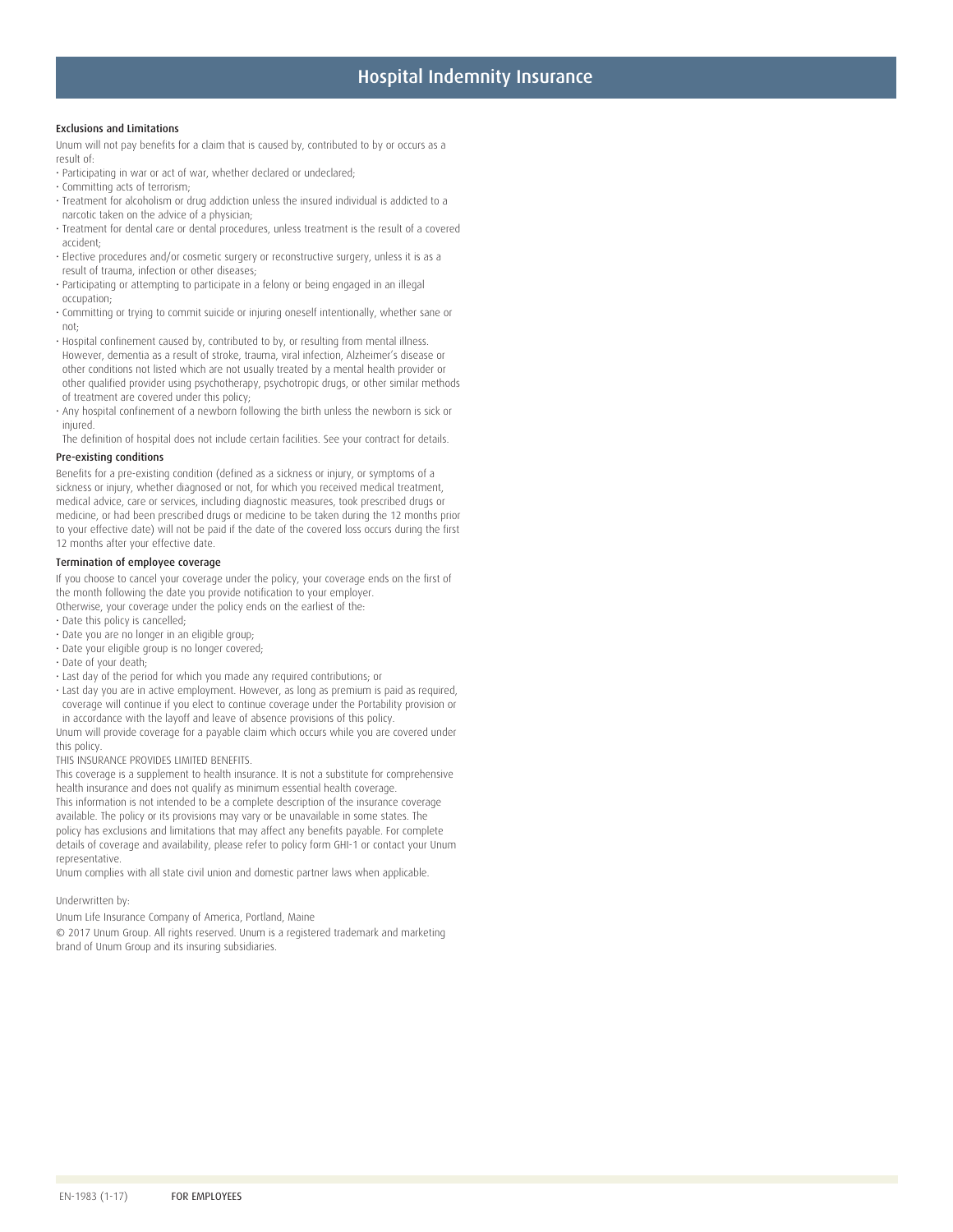# Hospital Indemnity Insurance

### Exclusions and Limitations

Unum will not pay benefits for a claim that is caused by, contributed to by or occurs as a result of:

- Participating in war or act of war, whether declared or undeclared;
- Committing acts of terrorism;
- Treatment for alcoholism or drug addiction unless the insured individual is addicted to a narcotic taken on the advice of a physician;
- Treatment for dental care or dental procedures, unless treatment is the result of a covered accident;
- Elective procedures and/or cosmetic surgery or reconstructive surgery, unless it is as a result of trauma, infection or other diseases;
- Participating or attempting to participate in a felony or being engaged in an illegal occupation;
- Committing or trying to commit suicide or injuring oneself intentionally, whether sane or not;
- Hospital confinement caused by, contributed to by, or resulting from mental illness. However, dementia as a result of stroke, trauma, viral infection, Alzheimer's disease or other conditions not listed which are not usually treated by a mental health provider or other qualified provider using psychotherapy, psychotropic drugs, or other similar methods of treatment are covered under this policy;
- Any hospital confinement of a newborn following the birth unless the newborn is sick or injured.

The definition of hospital does not include certain facilities. See your contract for details.

### Pre-existing conditions

Benefits for a pre-existing condition (defined as a sickness or injury, or symptoms of a sickness or injury, whether diagnosed or not, for which you received medical treatment, medical advice, care or services, including diagnostic measures, took prescribed drugs or medicine, or had been prescribed drugs or medicine to be taken during the 12 months prior to your effective date) will not be paid if the date of the covered loss occurs during the first 12 months after your effective date.

### Termination of employee coverage

If you choose to cancel your coverage under the policy, your coverage ends on the first of the month following the date you provide notification to your employer.

Otherwise, your coverage under the policy ends on the earliest of the:

- Date this policy is cancelled;
- Date you are no longer in an eligible group;
- Date your eligible group is no longer covered;
- Date of your death;
- Last day of the period for which you made any required contributions; or
- Last day you are in active employment. However, as long as premium is paid as required, coverage will continue if you elect to continue coverage under the Portability provision or in accordance with the layoff and leave of absence provisions of this policy.

Unum will provide coverage for a payable claim which occurs while you are covered under this policy.

THIS INSURANCE PROVIDES LIMITED BENEFITS.

This coverage is a supplement to health insurance. It is not a substitute for comprehensive health insurance and does not qualify as minimum essential health coverage.

This information is not intended to be a complete description of the insurance coverage available. The policy or its provisions may vary or be unavailable in some states. The policy has exclusions and limitations that may affect any benefits payable. For complete details of coverage and availability, please refer to policy form GHI-1 or contact your Unum representative.

Unum complies with all state civil union and domestic partner laws when applicable.

Underwritten by:

Unum Life Insurance Company of America, Portland, Maine

© 2017 Unum Group. All rights reserved. Unum is a registered trademark and marketing brand of Unum Group and its insuring subsidiaries.

EN-1983 (1-17) FOR EMPLOYEES